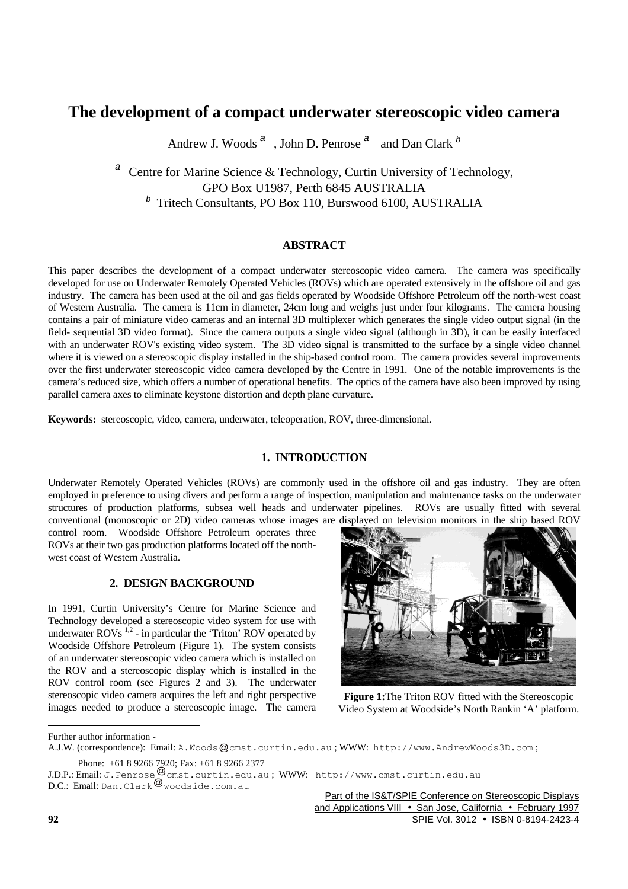# The development of a compact underwater stereoscopic video camera

Andrew J. Woods [a], John D. Penrose [a] and Dan Clark [b]

[a] Centre for Marine Science & Technology, Curtin University of Technology, GPO Box U1987, Perth 6845 AUSTRALIA
[b] Tritech Consultants, PO Box 110, Burswood 6100, AUSTRALIA

## ABSTRACT

This paper describes the development of a compact underwater stereoscopic video camera. The camera was specifically developed for use on Underwater Remotely Operated Vehicles (ROVs) which are operated extensively in the offshore oil and gas industry. The camera has been used at the oil and gas fields operated by Woodside Offshore Petroleum off the north-west coast of Western Australia. The camera is 11cm in diameter, 24cm long and weighs just under four kilograms. The camera housing contains a pair of miniature video cameras and an internal 3D multiplexer which generates the single video output signal (in the field- sequential 3D video format). Since the camera outputs a single video signal (although in 3D), it can be easily interfaced with an underwater ROV's existing video system. The 3D video signal is transmitted to the surface by a single video channel where it is viewed on a stereoscopic display installed in the ship-based control room. The camera provides several improvements over the first underwater stereoscopic video camera developed by the Centre in 1991. One of the notable improvements is the camera's reduced size, which offers a number of operational benefits. The optics of the camera have also been improved by using parallel camera axes to eliminate keystone distortion and depth plane curvature.

**Keywords:** stereoscopic, video, camera, underwater, teleoperation, ROV, three-dimensional.

## 1. INTRODUCTION

Underwater Remotely Operated Vehicles (ROVs) are commonly used in the offshore oil and gas industry. They are often employed in preference to using divers and perform a range of inspection, manipulation and maintenance tasks on the underwater structures of production platforms, subsea well heads and underwater pipelines. ROVs are usually fitted with several conventional (monoscopic or 2D) video cameras whose images are displayed on television monitors in the ship based ROV control room. Woodside Offshore Petroleum operates three ROVs at their two gas production platforms located off the north-west coast of Western Australia.

## 2. DESIGN BACKGROUND

In 1991, Curtin University's Centre for Marine Science and Technology developed a stereoscopic video system for use with underwater ROVs [1,2] - in particular the 'Triton' ROV operated by Woodside Offshore Petroleum (Figure 1). The system consists of an underwater stereoscopic video camera which is installed on the ROV and a stereoscopic display which is installed in the ROV control room (see Figures 2 and 3). The underwater stereoscopic video camera acquires the left and right perspective images needed to produce a stereoscopic image. The camera

**Figure 1:** The Triton ROV fitted with the Stereoscopic Video System at Woodside's North Rankin 'A' platform.

---

Further author information -

A.J.W. (correspondence): Email: A.Woods@cmst.curtin.edu.au ; WWW: http://www.AndrewWoods3D.com ;
Phone: +61 8 9266 7920; Fax: +61 8 9266 2377

J.D.P.: Email: J.Penrose@cmst.curtin.edu.au ; WWW: http://www.cmst.curtin.edu.au

D.C.: Email: Dan.Clark@woodside.com.au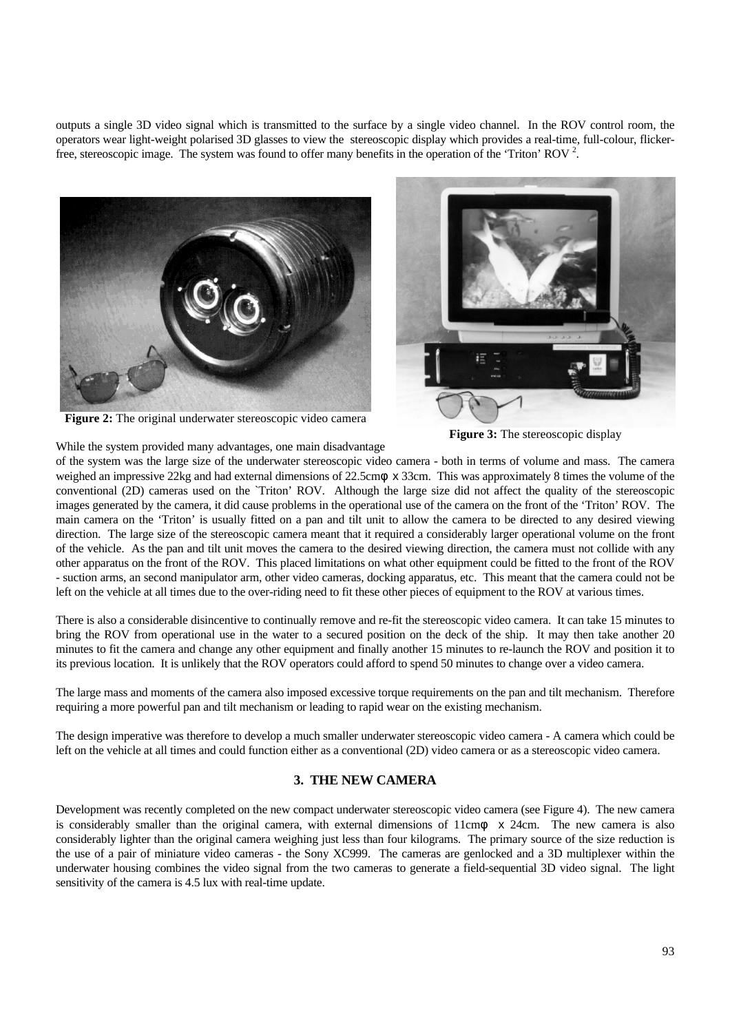outputs a single 3D video signal which is transmitted to the surface by a single video channel. In the ROV control room, the operators wear light-weight polarised 3D glasses to view the stereoscopic display which provides a real-time, full-colour, flicker-free, stereoscopic image. The system was found to offer many benefits in the operation of the 'Triton' ROV [2].

**Figure 2:** The original underwater stereoscopic video camera

**Figure 3:** The stereoscopic display

While the system provided many advantages, one main disadvantage of the system was the large size of the underwater stereoscopic video camera - both in terms of volume and mass. The camera weighed an impressive 22kg and had external dimensions of 22.5cmφ x 33cm. This was approximately 8 times the volume of the conventional (2D) cameras used on the `Triton' ROV. Although the large size did not affect the quality of the stereoscopic images generated by the camera, it did cause problems in the operational use of the camera on the front of the 'Triton' ROV. The main camera on the 'Triton' is usually fitted on a pan and tilt unit to allow the camera to be directed to any desired viewing direction. The large size of the stereoscopic camera meant that it required a considerably larger operational volume on the front of the vehicle. As the pan and tilt unit moves the camera to the desired viewing direction, the camera must not collide with any other apparatus on the front of the ROV. This placed limitations on what other equipment could be fitted to the front of the ROV - suction arms, an second manipulator arm, other video cameras, docking apparatus, etc. This meant that the camera could not be left on the vehicle at all times due to the over-riding need to fit these other pieces of equipment to the ROV at various times.

There is also a considerable disincentive to continually remove and re-fit the stereoscopic video camera. It can take 15 minutes to bring the ROV from operational use in the water to a secured position on the deck of the ship. It may then take another 20 minutes to fit the camera and change any other equipment and finally another 15 minutes to re-launch the ROV and position it to its previous location. It is unlikely that the ROV operators could afford to spend 50 minutes to change over a video camera.

The large mass and moments of the camera also imposed excessive torque requirements on the pan and tilt mechanism. Therefore requiring a more powerful pan and tilt mechanism or leading to rapid wear on the existing mechanism.

The design imperative was therefore to develop a much smaller underwater stereoscopic video camera - A camera which could be left on the vehicle at all times and could function either as a conventional (2D) video camera or as a stereoscopic video camera.

## 3. THE NEW CAMERA

Development was recently completed on the new compact underwater stereoscopic video camera (see Figure 4). The new camera is considerably smaller than the original camera, with external dimensions of 11cmφ x 24cm. The new camera is also considerably lighter than the original camera weighing just less than four kilograms. The primary source of the size reduction is the use of a pair of miniature video cameras - the Sony XC999. The cameras are genlocked and a 3D multiplexer within the underwater housing combines the video signal from the two cameras to generate a field-sequential 3D video signal. The light sensitivity of the camera is 4.5 lux with real-time update.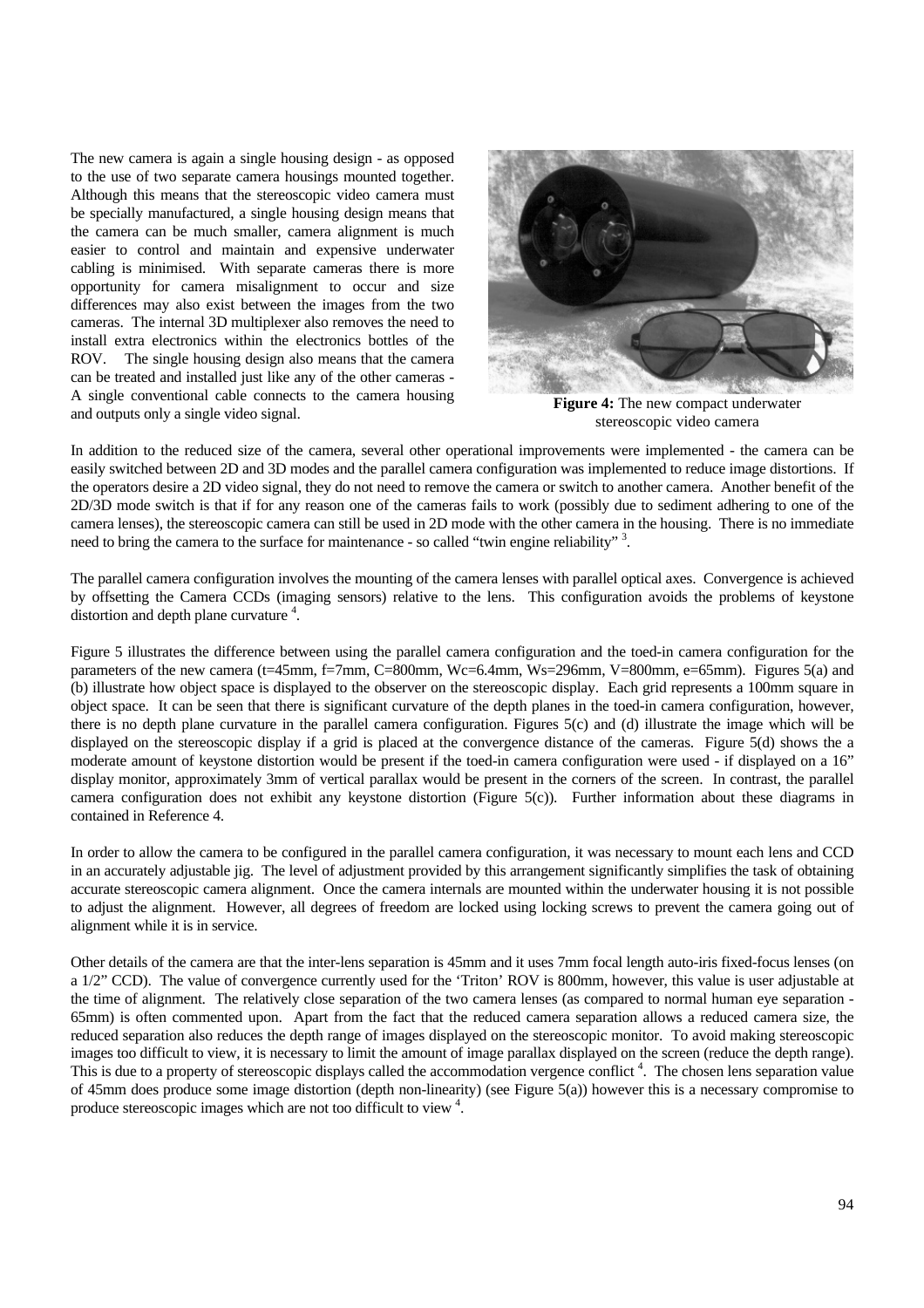The new camera is again a single housing design - as opposed to the use of two separate camera housings mounted together. Although this means that the stereoscopic video camera must be specially manufactured, a single housing design means that the camera can be much smaller, camera alignment is much easier to control and maintain and expensive underwater cabling is minimised. With separate cameras there is more opportunity for camera misalignment to occur and size differences may also exist between the images from the two cameras. The internal 3D multiplexer also removes the need to install extra electronics within the electronics bottles of the ROV. The single housing design also means that the camera can be treated and installed just like any of the other cameras - A single conventional cable connects to the camera housing and outputs only a single video signal.

**Figure 4:** The new compact underwater stereoscopic video camera

In addition to the reduced size of the camera, several other operational improvements were implemented - the camera can be easily switched between 2D and 3D modes and the parallel camera configuration was implemented to reduce image distortions. If the operators desire a 2D video signal, they do not need to remove the camera or switch to another camera. Another benefit of the 2D/3D mode switch is that if for any reason one of the cameras fails to work (possibly due to sediment adhering to one of the camera lenses), the stereoscopic camera can still be used in 2D mode with the other camera in the housing. There is no immediate need to bring the camera to the surface for maintenance - so called "twin engine reliability" [3].

The parallel camera configuration involves the mounting of the camera lenses with parallel optical axes. Convergence is achieved by offsetting the Camera CCDs (imaging sensors) relative to the lens. This configuration avoids the problems of keystone distortion and depth plane curvature [4].

Figure 5 illustrates the difference between using the parallel camera configuration and the toed-in camera configuration for the parameters of the new camera (t=45mm, f=7mm, C=800mm, Wc=6.4mm, Ws=296mm, V=800mm, e=65mm). Figures 5(a) and (b) illustrate how object space is displayed to the observer on the stereoscopic display. Each grid represents a 100mm square in object space. It can be seen that there is significant curvature of the depth planes in the toed-in camera configuration, however, there is no depth plane curvature in the parallel camera configuration. Figures 5(c) and (d) illustrate the image which will be displayed on the stereoscopic display if a grid is placed at the convergence distance of the cameras. Figure 5(d) shows the a moderate amount of keystone distortion would be present if the toed-in camera configuration were used - if displayed on a 16" display monitor, approximately 3mm of vertical parallax would be present in the corners of the screen. In contrast, the parallel camera configuration does not exhibit any keystone distortion (Figure 5(c)). Further information about these diagrams in contained in Reference 4.

In order to allow the camera to be configured in the parallel camera configuration, it was necessary to mount each lens and CCD in an accurately adjustable jig. The level of adjustment provided by this arrangement significantly simplifies the task of obtaining accurate stereoscopic camera alignment. Once the camera internals are mounted within the underwater housing it is not possible to adjust the alignment. However, all degrees of freedom are locked using locking screws to prevent the camera going out of alignment while it is in service.

Other details of the camera are that the inter-lens separation is 45mm and it uses 7mm focal length auto-iris fixed-focus lenses (on a 1/2" CCD). The value of convergence currently used for the 'Triton' ROV is 800mm, however, this value is user adjustable at the time of alignment. The relatively close separation of the two camera lenses (as compared to normal human eye separation - 65mm) is often commented upon. Apart from the fact that the reduced camera separation allows a reduced camera size, the reduced separation also reduces the depth range of images displayed on the stereoscopic monitor. To avoid making stereoscopic images too difficult to view, it is necessary to limit the amount of image parallax displayed on the screen (reduce the depth range). This is due to a property of stereoscopic displays called the accommodation vergence conflict [4]. The chosen lens separation value of 45mm does produce some image distortion (depth non-linearity) (see Figure 5(a)) however this is a necessary compromise to produce stereoscopic images which are not too difficult to view [4].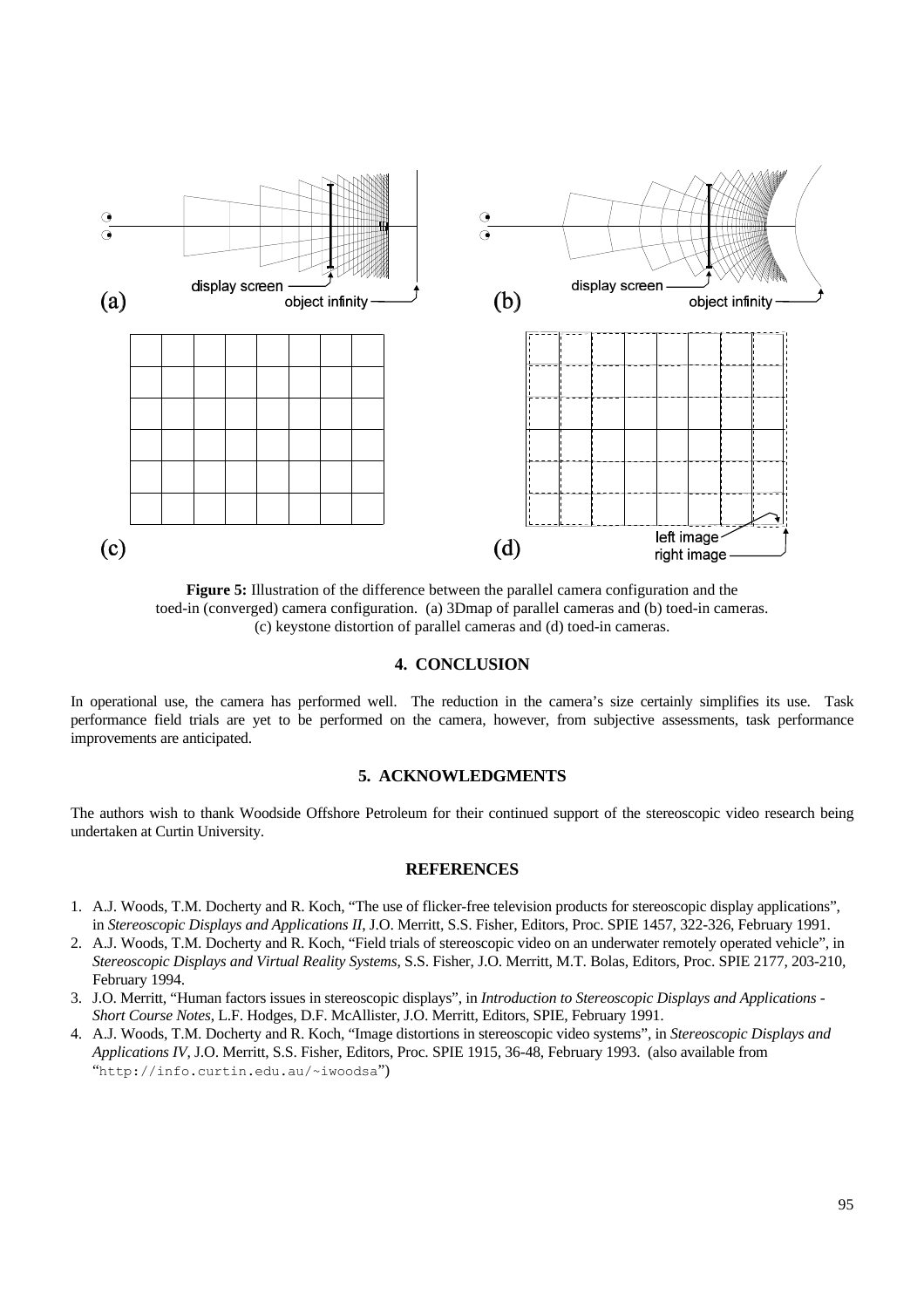display screen

object infinity

(a)

display screen

object infinity

(b)

(c)

left image

right image

(d)

**Figure 5:** Illustration of the difference between the parallel camera configuration and the toed-in (converged) camera configuration. (a) 3Dmap of parallel cameras and (b) toed-in cameras. (c) keystone distortion of parallel cameras and (d) toed-in cameras.

## 4. CONCLUSION

In operational use, the camera has performed well. The reduction in the camera's size certainly simplifies its use. Task performance field trials are yet to be performed on the camera, however, from subjective assessments, task performance improvements are anticipated.

## 5. ACKNOWLEDGMENTS

The authors wish to thank Woodside Offshore Petroleum for their continued support of the stereoscopic video research being undertaken at Curtin University.

## REFERENCES

1. A.J. Woods, T.M. Docherty and R. Koch, "The use of flicker-free television products for stereoscopic display applications", in *Stereoscopic Displays and Applications II*, J.O. Merritt, S.S. Fisher, Editors, Proc. SPIE 1457, 322-326, February 1991.
2. A.J. Woods, T.M. Docherty and R. Koch, "Field trials of stereoscopic video on an underwater remotely operated vehicle", in *Stereoscopic Displays and Virtual Reality Systems*, S.S. Fisher, J.O. Merritt, M.T. Bolas, Editors, Proc. SPIE 2177, 203-210, February 1994.
3. J.O. Merritt, "Human factors issues in stereoscopic displays", in *Introduction to Stereoscopic Displays and Applications - Short Course Notes*, L.F. Hodges, D.F. McAllister, J.O. Merritt, Editors, SPIE, February 1991.
4. A.J. Woods, T.M. Docherty and R. Koch, "Image distortions in stereoscopic video systems", in *Stereoscopic Displays and Applications IV*, J.O. Merritt, S.S. Fisher, Editors, Proc. SPIE 1915, 36-48, February 1993. (also available from "http://info.curtin.edu.au/~iwoodsa")